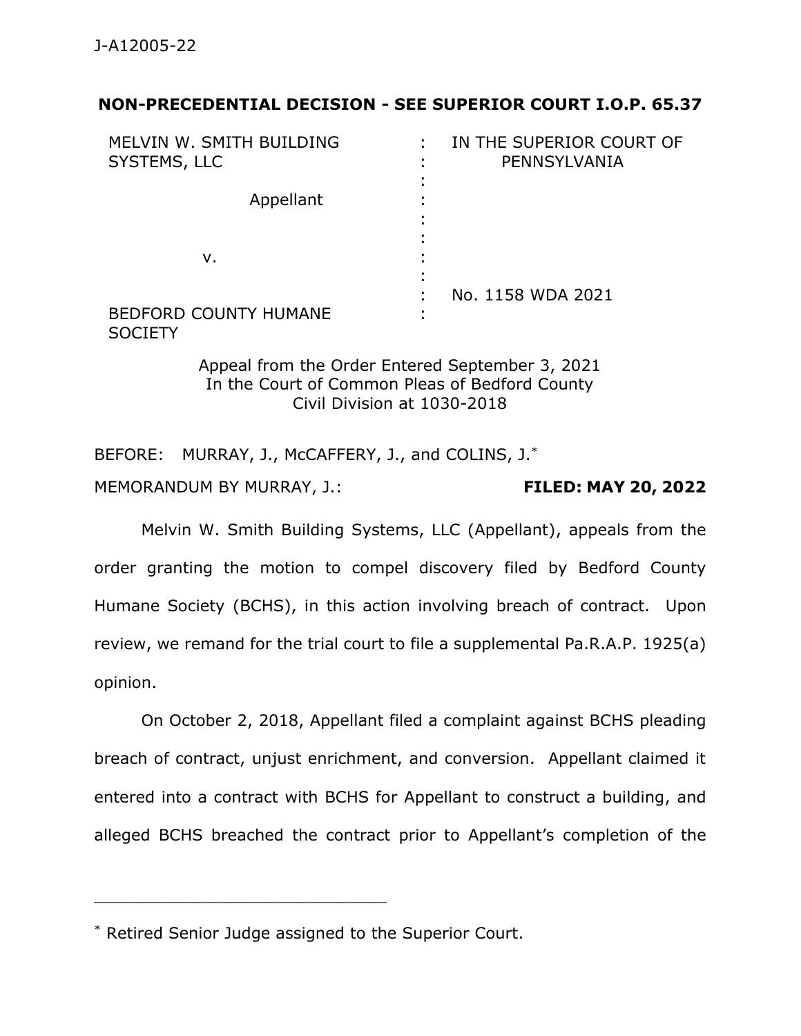**NON-PRECEDENTIAL DECISION - SEE SUPERIOR COURT I.O.P. 65.37**

| | | |
|---|---|---|
| MELVIN W. SMITH BUILDING SYSTEMS, LLC<br><br>Appellant<br><br>v.<br><br>BEDFORD COUNTY HUMANE SOCIETY | :<br>:<br>:<br>:<br>:<br>:<br>:<br>:<br>: | IN THE SUPERIOR COURT OF PENNSYLVANIA<br><br><br><br><br><br>No. 1158 WDA 2021 |

Appeal from the Order Entered September 3, 2021
In the Court of Common Pleas of Bedford County
Civil Division at 1030-2018

BEFORE: MURRAY, J., McCAFFERY, J., and COLINS, J.*

MEMORANDUM BY MURRAY, J.: **FILED: MAY 20, 2022**

Melvin W. Smith Building Systems, LLC (Appellant), appeals from the order granting the motion to compel discovery filed by Bedford County Humane Society (BCHS), in this action involving breach of contract. Upon review, we remand for the trial court to file a supplemental Pa.R.A.P. 1925(a) opinion.

On October 2, 2018, Appellant filed a complaint against BCHS pleading breach of contract, unjust enrichment, and conversion. Appellant claimed it entered into a contract with BCHS for Appellant to construct a building, and alleged BCHS breached the contract prior to Appellant's completion of the

---

\* Retired Senior Judge assigned to the Superior Court.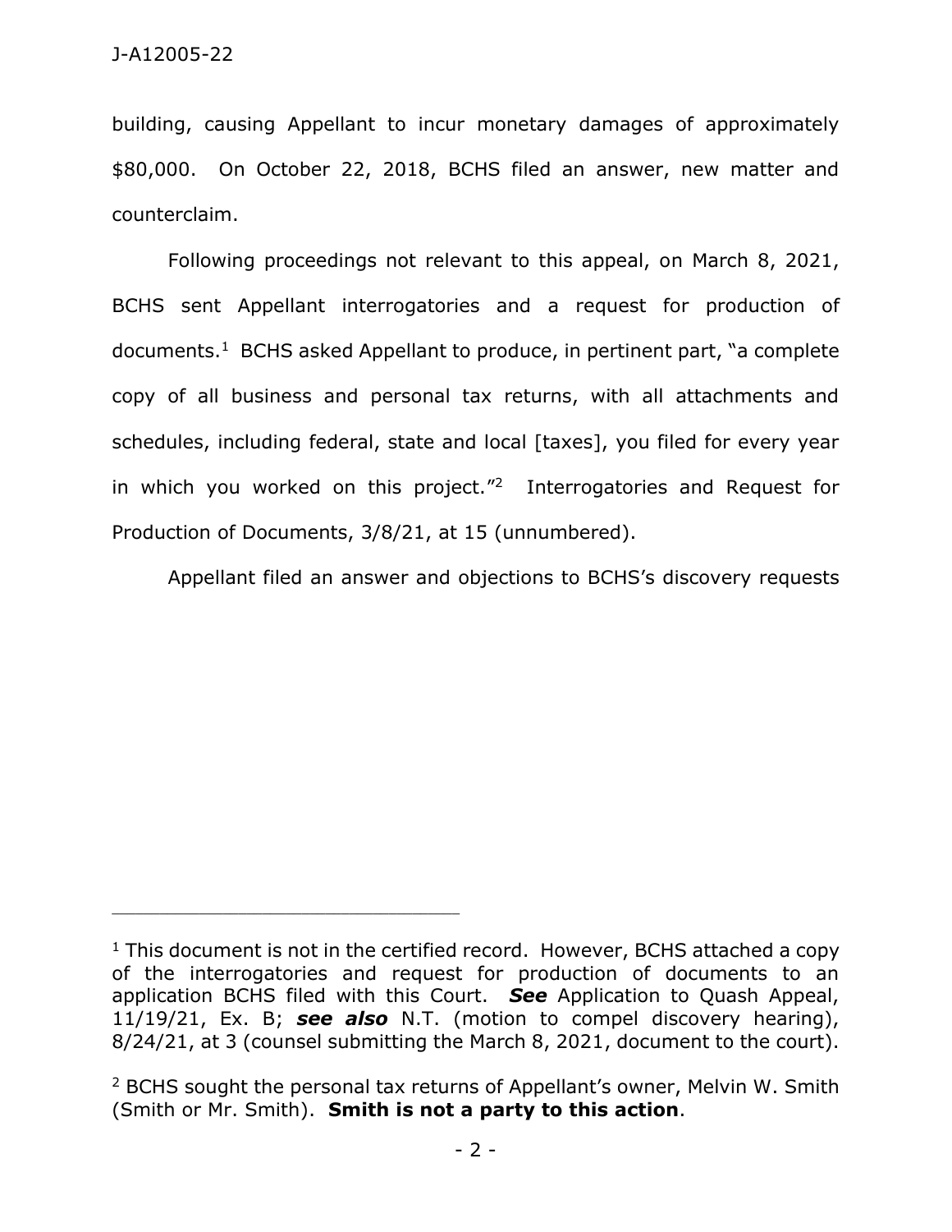building, causing Appellant to incur monetary damages of approximately $80,000. On October 22, 2018, BCHS filed an answer, new matter and counterclaim.

Following proceedings not relevant to this appeal, on March 8, 2021, BCHS sent Appellant interrogatories and a request for production of documents.[1] BCHS asked Appellant to produce, in pertinent part, "a complete copy of all business and personal tax returns, with all attachments and schedules, including federal, state and local [taxes], you filed for every year in which you worked on this project."[2] Interrogatories and Request for Production of Documents, 3/8/21, at 15 (unnumbered).

Appellant filed an answer and objections to BCHS's discovery requests

---

[1] This document is not in the certified record. However, BCHS attached a copy of the interrogatories and request for production of documents to an application BCHS filed with this Court. ***See*** Application to Quash Appeal, 11/19/21, Ex. B; ***see also*** N.T. (motion to compel discovery hearing), 8/24/21, at 3 (counsel submitting the March 8, 2021, document to the court).

[2] BCHS sought the personal tax returns of Appellant's owner, Melvin W. Smith (Smith or Mr. Smith). **Smith is not a party to this action**.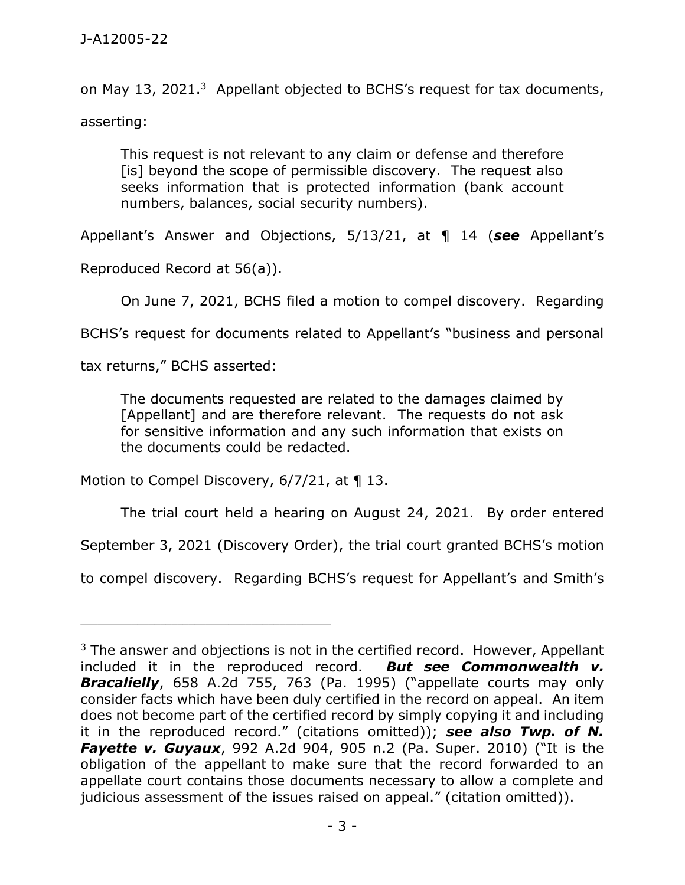on May 13, 2021.[3] Appellant objected to BCHS's request for tax documents, asserting:

> This request is not relevant to any claim or defense and therefore [is] beyond the scope of permissible discovery. The request also seeks information that is protected information (bank account numbers, balances, social security numbers).

Appellant's Answer and Objections, 5/13/21, at ¶ 14 (***see*** Appellant's Reproduced Record at 56(a)).

On June 7, 2021, BCHS filed a motion to compel discovery. Regarding BCHS's request for documents related to Appellant's "business and personal tax returns," BCHS asserted:

> The documents requested are related to the damages claimed by [Appellant] and are therefore relevant. The requests do not ask for sensitive information and any such information that exists on the documents could be redacted.

Motion to Compel Discovery, 6/7/21, at ¶ 13.

The trial court held a hearing on August 24, 2021. By order entered September 3, 2021 (Discovery Order), the trial court granted BCHS's motion to compel discovery. Regarding BCHS's request for Appellant's and Smith's

---

[3] The answer and objections is not in the certified record. However, Appellant included it in the reproduced record. ***But see Commonwealth v. Bracalielly***, 658 A.2d 755, 763 (Pa. 1995) ("appellate courts may only consider facts which have been duly certified in the record on appeal. An item does not become part of the certified record by simply copying it and including it in the reproduced record." (citations omitted)); ***see also Twp. of N. Fayette v. Guyaux***, 992 A.2d 904, 905 n.2 (Pa. Super. 2010) ("It is the obligation of the appellant to make sure that the record forwarded to an appellate court contains those documents necessary to allow a complete and judicious assessment of the issues raised on appeal." (citation omitted)).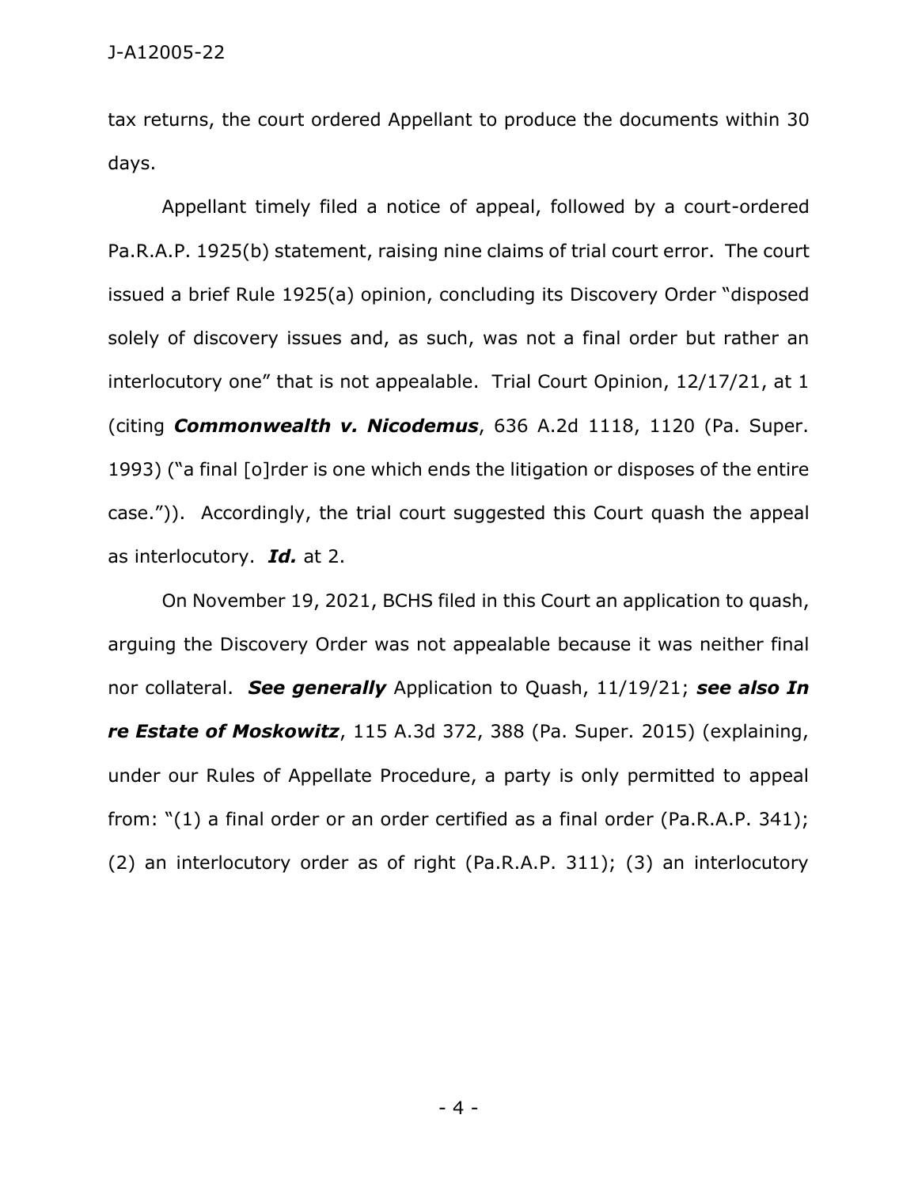tax returns, the court ordered Appellant to produce the documents within 30 days.

Appellant timely filed a notice of appeal, followed by a court-ordered Pa.R.A.P. 1925(b) statement, raising nine claims of trial court error. The court issued a brief Rule 1925(a) opinion, concluding its Discovery Order "disposed solely of discovery issues and, as such, was not a final order but rather an interlocutory one" that is not appealable. Trial Court Opinion, 12/17/21, at 1 (citing ***Commonwealth v. Nicodemus***, 636 A.2d 1118, 1120 (Pa. Super. 1993) ("a final [o]rder is one which ends the litigation or disposes of the entire case.")). Accordingly, the trial court suggested this Court quash the appeal as interlocutory. ***Id.*** at 2.

On November 19, 2021, BCHS filed in this Court an application to quash, arguing the Discovery Order was not appealable because it was neither final nor collateral. ***See generally*** Application to Quash, 11/19/21; ***see also In re Estate of Moskowitz***, 115 A.3d 372, 388 (Pa. Super. 2015) (explaining, under our Rules of Appellate Procedure, a party is only permitted to appeal from: "(1) a final order or an order certified as a final order (Pa.R.A.P. 341); (2) an interlocutory order as of right (Pa.R.A.P. 311); (3) an interlocutory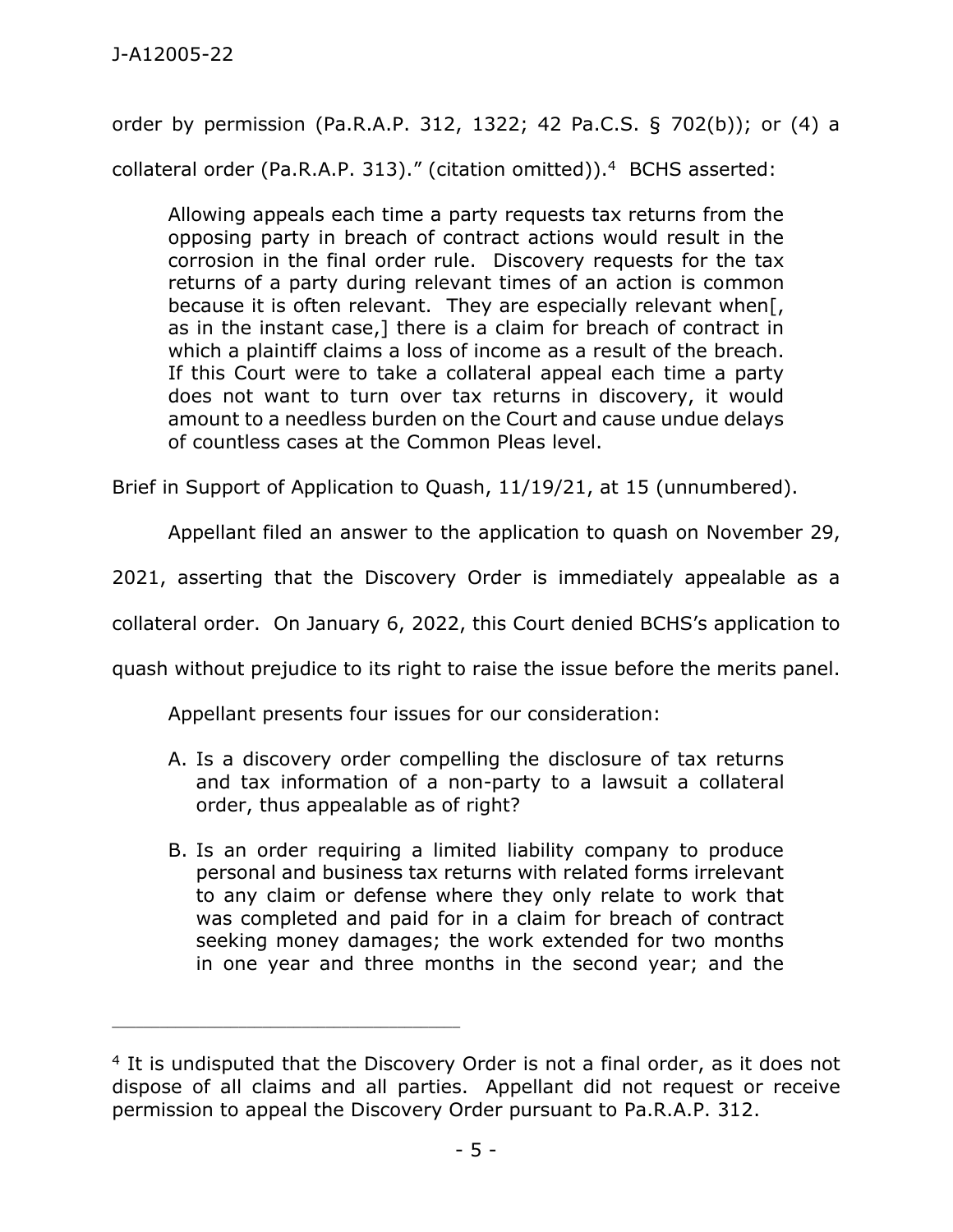order by permission (Pa.R.A.P. 312, 1322; 42 Pa.C.S. § 702(b)); or (4) a collateral order (Pa.R.A.P. 313)." (citation omitted)).[4] BCHS asserted:

> Allowing appeals each time a party requests tax returns from the opposing party in breach of contract actions would result in the corrosion in the final order rule. Discovery requests for the tax returns of a party during relevant times of an action is common because it is often relevant. They are especially relevant when[, as in the instant case,] there is a claim for breach of contract in which a plaintiff claims a loss of income as a result of the breach. If this Court were to take a collateral appeal each time a party does not want to turn over tax returns in discovery, it would amount to a needless burden on the Court and cause undue delays of countless cases at the Common Pleas level.

Brief in Support of Application to Quash, 11/19/21, at 15 (unnumbered).

Appellant filed an answer to the application to quash on November 29, 2021, asserting that the Discovery Order is immediately appealable as a collateral order. On January 6, 2022, this Court denied BCHS's application to quash without prejudice to its right to raise the issue before the merits panel.

Appellant presents four issues for our consideration:

> A. Is a discovery order compelling the disclosure of tax returns and tax information of a non-party to a lawsuit a collateral order, thus appealable as of right?
>
> B. Is an order requiring a limited liability company to produce personal and business tax returns with related forms irrelevant to any claim or defense where they only relate to work that was completed and paid for in a claim for breach of contract seeking money damages; the work extended for two months in one year and three months in the second year; and the

---

[4] It is undisputed that the Discovery Order is not a final order, as it does not dispose of all claims and all parties. Appellant did not request or receive permission to appeal the Discovery Order pursuant to Pa.R.A.P. 312.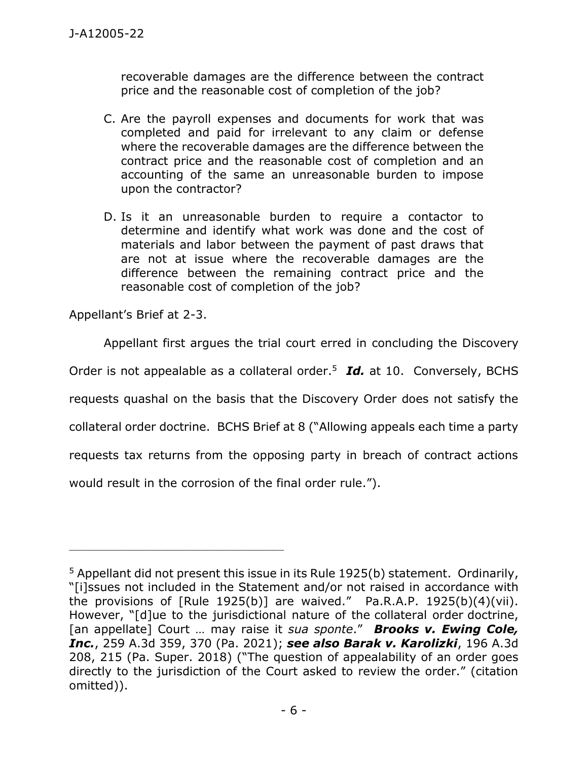recoverable damages are the difference between the contract price and the reasonable cost of completion of the job?

C. Are the payroll expenses and documents for work that was completed and paid for irrelevant to any claim or defense where the recoverable damages are the difference between the contract price and the reasonable cost of completion and an accounting of the same an unreasonable burden to impose upon the contractor?

D. Is it an unreasonable burden to require a contactor to determine and identify what work was done and the cost of materials and labor between the payment of past draws that are not at issue where the recoverable damages are the difference between the remaining contract price and the reasonable cost of completion of the job?

Appellant's Brief at 2-3.

Appellant first argues the trial court erred in concluding the Discovery Order is not appealable as a collateral order.[5] ***Id.*** at 10. Conversely, BCHS requests quashal on the basis that the Discovery Order does not satisfy the collateral order doctrine. BCHS Brief at 8 ("Allowing appeals each time a party requests tax returns from the opposing party in breach of contract actions would result in the corrosion of the final order rule.").

---

[5] Appellant did not present this issue in its Rule 1925(b) statement. Ordinarily, "[i]ssues not included in the Statement and/or not raised in accordance with the provisions of [Rule 1925(b)] are waived." Pa.R.A.P. 1925(b)(4)(vii). However, "[d]ue to the jurisdictional nature of the collateral order doctrine, [an appellate] Court … may raise it *sua sponte*." ***Brooks v. Ewing Cole, Inc.***, 259 A.3d 359, 370 (Pa. 2021); ***see also Barak v. Karolizki***, 196 A.3d 208, 215 (Pa. Super. 2018) ("The question of appealability of an order goes directly to the jurisdiction of the Court asked to review the order." (citation omitted)).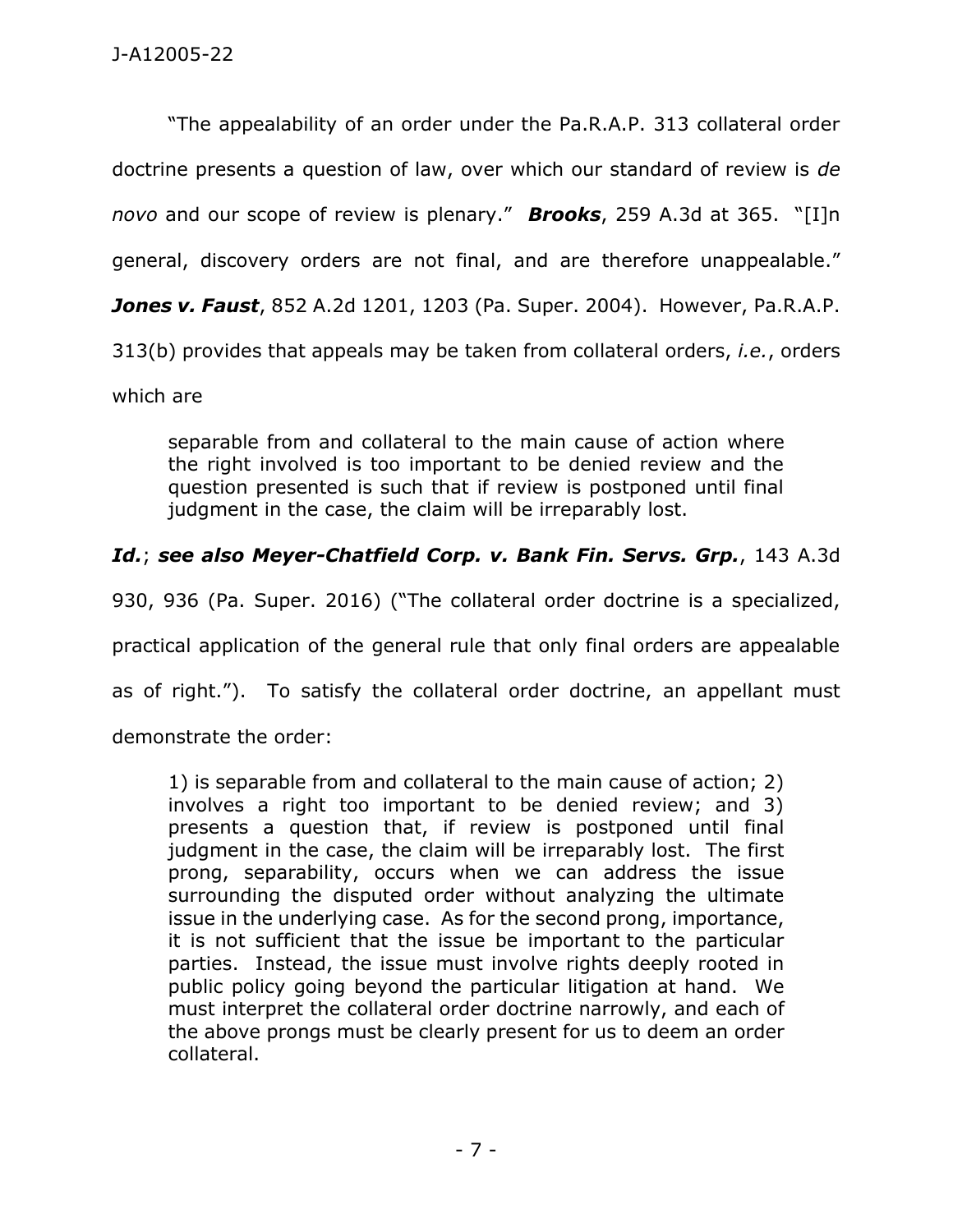"The appealability of an order under the Pa.R.A.P. 313 collateral order doctrine presents a question of law, over which our standard of review is *de novo* and our scope of review is plenary." ***Brooks***, 259 A.3d at 365. "[I]n general, discovery orders are not final, and are therefore unappealable." ***Jones v. Faust***, 852 A.2d 1201, 1203 (Pa. Super. 2004). However, Pa.R.A.P. 313(b) provides that appeals may be taken from collateral orders, *i.e.*, orders which are

> separable from and collateral to the main cause of action where the right involved is too important to be denied review and the question presented is such that if review is postponed until final judgment in the case, the claim will be irreparably lost.

***Id.***; ***see also Meyer-Chatfield Corp. v. Bank Fin. Servs. Grp.***, 143 A.3d 930, 936 (Pa. Super. 2016) ("The collateral order doctrine is a specialized, practical application of the general rule that only final orders are appealable as of right."). To satisfy the collateral order doctrine, an appellant must demonstrate the order:

> 1) is separable from and collateral to the main cause of action; 2) involves a right too important to be denied review; and 3) presents a question that, if review is postponed until final judgment in the case, the claim will be irreparably lost. The first prong, separability, occurs when we can address the issue surrounding the disputed order without analyzing the ultimate issue in the underlying case. As for the second prong, importance, it is not sufficient that the issue be important to the particular parties. Instead, the issue must involve rights deeply rooted in public policy going beyond the particular litigation at hand. We must interpret the collateral order doctrine narrowly, and each of the above prongs must be clearly present for us to deem an order collateral.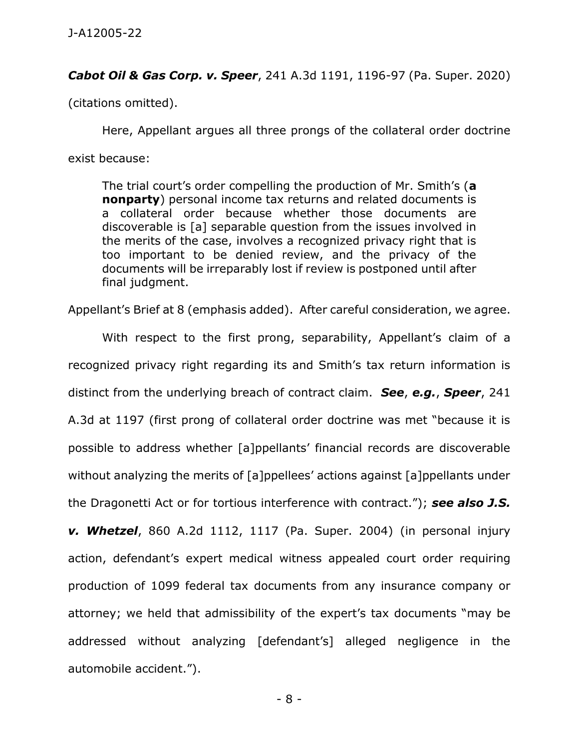***Cabot Oil & Gas Corp. v. Speer***, 241 A.3d 1191, 1196-97 (Pa. Super. 2020) (citations omitted).

Here, Appellant argues all three prongs of the collateral order doctrine exist because:

> The trial court's order compelling the production of Mr. Smith's (**a nonparty**) personal income tax returns and related documents is a collateral order because whether those documents are discoverable is [a] separable question from the issues involved in the merits of the case, involves a recognized privacy right that is too important to be denied review, and the privacy of the documents will be irreparably lost if review is postponed until after final judgment.

Appellant's Brief at 8 (emphasis added). After careful consideration, we agree.

With respect to the first prong, separability, Appellant's claim of a recognized privacy right regarding its and Smith's tax return information is distinct from the underlying breach of contract claim. ***See***, ***e.g.***, ***Speer***, 241 A.3d at 1197 (first prong of collateral order doctrine was met "because it is possible to address whether [a]ppellants' financial records are discoverable without analyzing the merits of [a]ppellees' actions against [a]ppellants under the Dragonetti Act or for tortious interference with contract."); ***see also J.S. v. Whetzel***, 860 A.2d 1112, 1117 (Pa. Super. 2004) (in personal injury action, defendant's expert medical witness appealed court order requiring production of 1099 federal tax documents from any insurance company or attorney; we held that admissibility of the expert's tax documents "may be addressed without analyzing [defendant's] alleged negligence in the automobile accident.").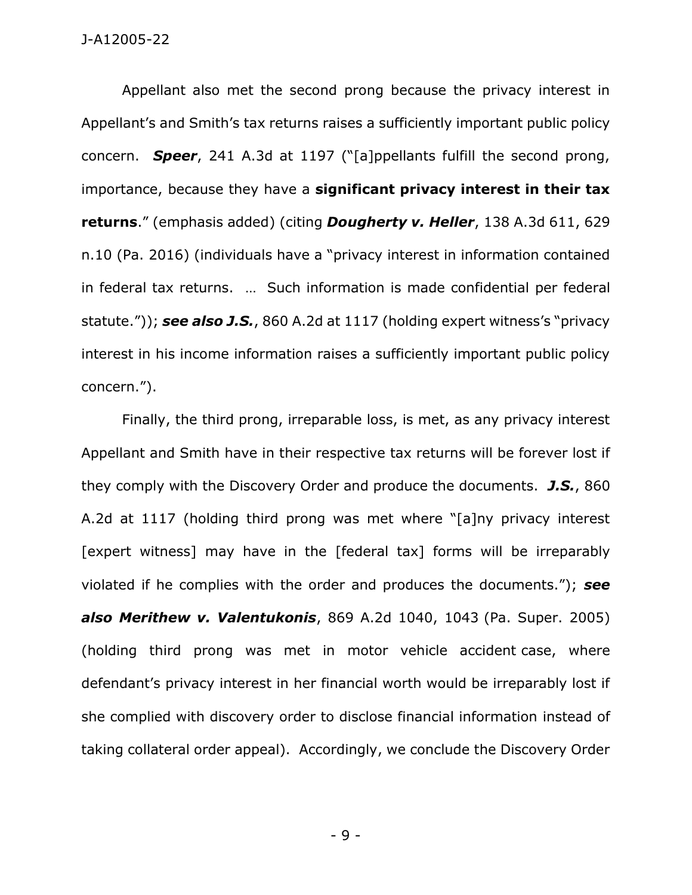Appellant also met the second prong because the privacy interest in Appellant's and Smith's tax returns raises a sufficiently important public policy concern. ***Speer***, 241 A.3d at 1197 ("[a]ppellants fulfill the second prong, importance, because they have a **significant privacy interest in their tax returns**." (emphasis added) (citing ***Dougherty v. Heller***, 138 A.3d 611, 629 n.10 (Pa. 2016) (individuals have a "privacy interest in information contained in federal tax returns. … Such information is made confidential per federal statute.")); ***see also J.S.***, 860 A.2d at 1117 (holding expert witness's "privacy interest in his income information raises a sufficiently important public policy concern.").

Finally, the third prong, irreparable loss, is met, as any privacy interest Appellant and Smith have in their respective tax returns will be forever lost if they comply with the Discovery Order and produce the documents. ***J.S.***, 860 A.2d at 1117 (holding third prong was met where "[a]ny privacy interest [expert witness] may have in the [federal tax] forms will be irreparably violated if he complies with the order and produces the documents."); ***see also Merithew v. Valentukonis***, 869 A.2d 1040, 1043 (Pa. Super. 2005) (holding third prong was met in motor vehicle accident case, where defendant's privacy interest in her financial worth would be irreparably lost if she complied with discovery order to disclose financial information instead of taking collateral order appeal). Accordingly, we conclude the Discovery Order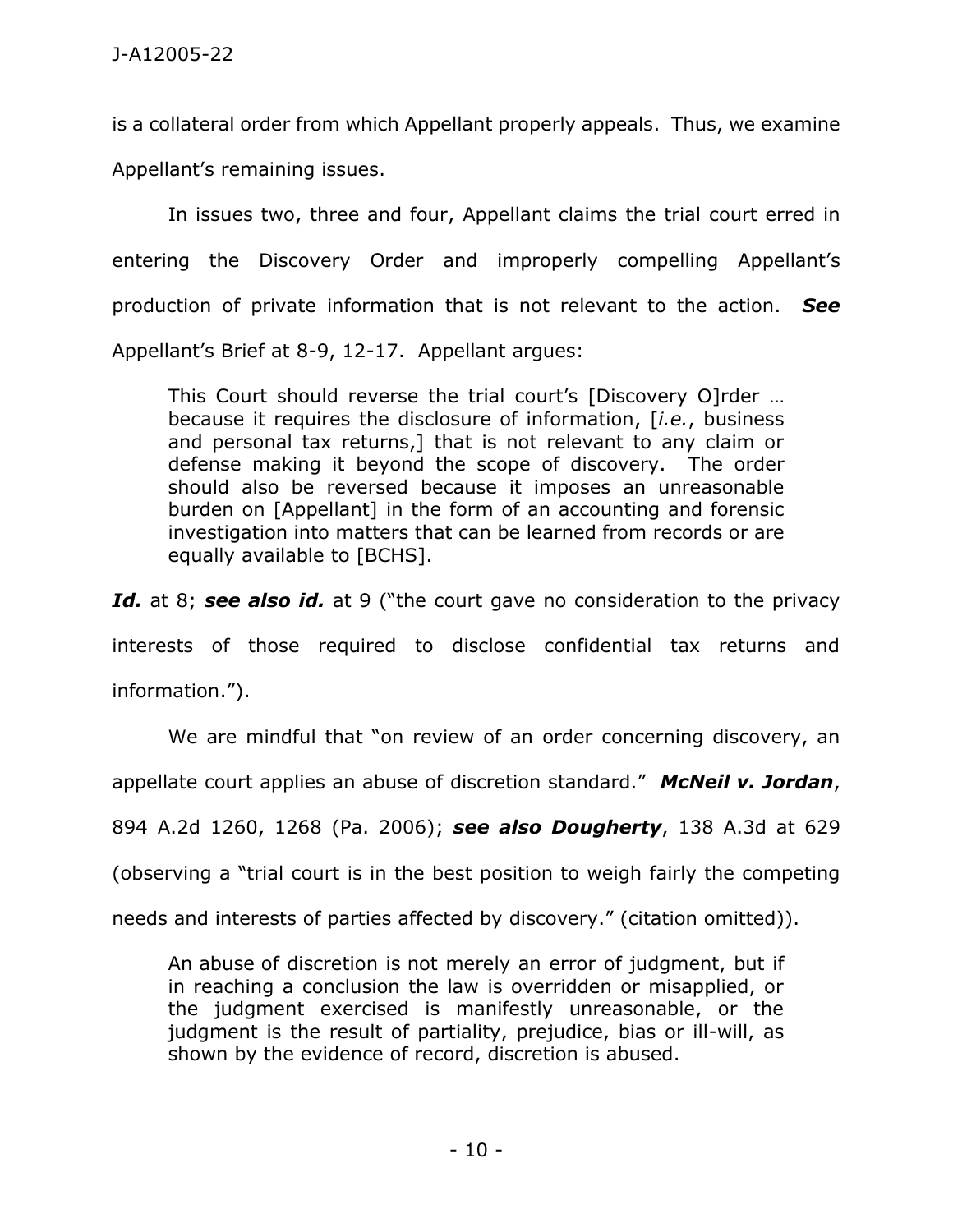is a collateral order from which Appellant properly appeals. Thus, we examine Appellant's remaining issues.

In issues two, three and four, Appellant claims the trial court erred in entering the Discovery Order and improperly compelling Appellant's production of private information that is not relevant to the action. ***See*** Appellant's Brief at 8-9, 12-17. Appellant argues:

> This Court should reverse the trial court's [Discovery O]rder … because it requires the disclosure of information, [*i.e.*, business and personal tax returns,] that is not relevant to any claim or defense making it beyond the scope of discovery. The order should also be reversed because it imposes an unreasonable burden on [Appellant] in the form of an accounting and forensic investigation into matters that can be learned from records or are equally available to [BCHS].

***Id.*** at 8; ***see also id.*** at 9 ("the court gave no consideration to the privacy interests of those required to disclose confidential tax returns and information.").

We are mindful that "on review of an order concerning discovery, an appellate court applies an abuse of discretion standard." ***McNeil v. Jordan***, 894 A.2d 1260, 1268 (Pa. 2006); ***see also Dougherty***, 138 A.3d at 629 (observing a "trial court is in the best position to weigh fairly the competing needs and interests of parties affected by discovery." (citation omitted)).

> An abuse of discretion is not merely an error of judgment, but if in reaching a conclusion the law is overridden or misapplied, or the judgment exercised is manifestly unreasonable, or the judgment is the result of partiality, prejudice, bias or ill-will, as shown by the evidence of record, discretion is abused.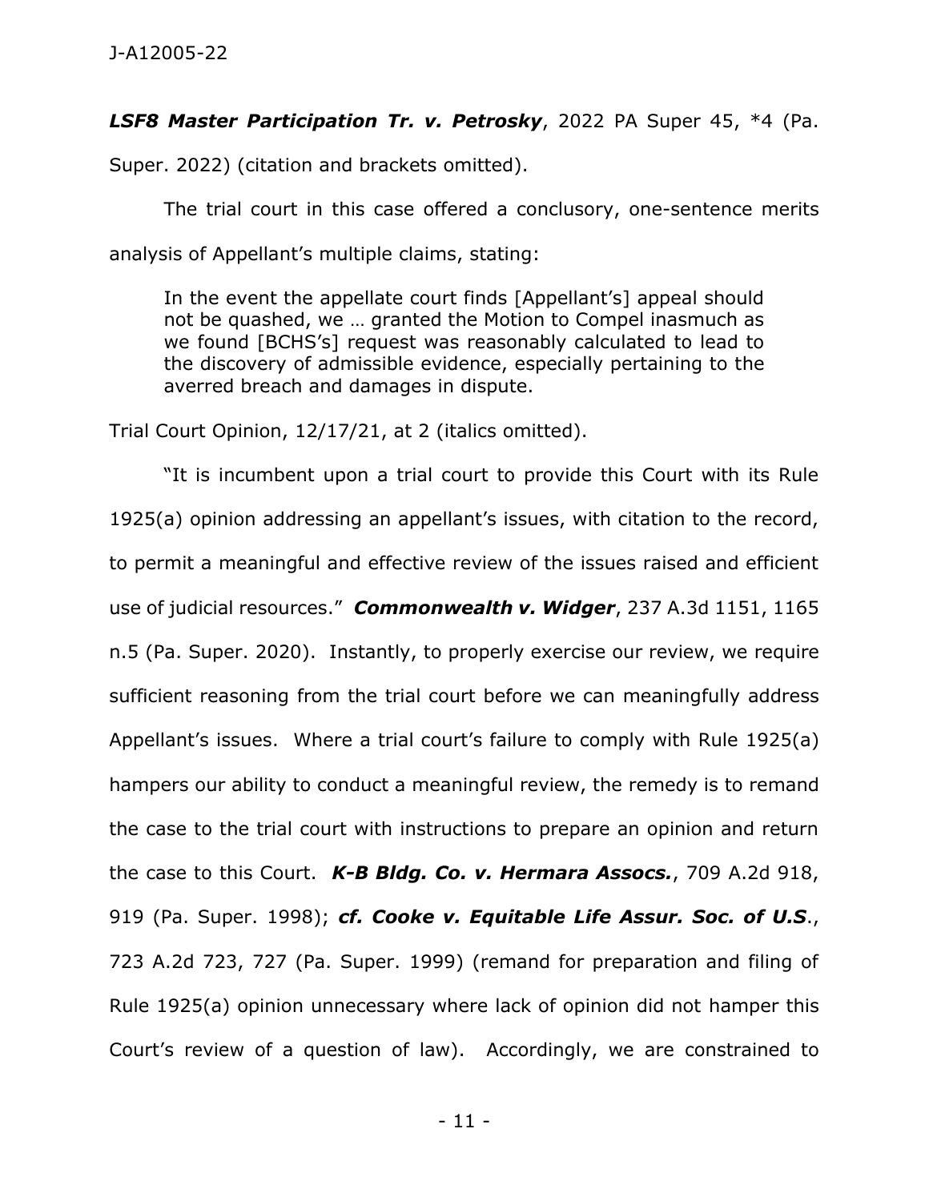***LSF8 Master Participation Tr. v. Petrosky***, 2022 PA Super 45, *4 (Pa. Super. 2022) (citation and brackets omitted).

The trial court in this case offered a conclusory, one-sentence merits analysis of Appellant's multiple claims, stating:

> In the event the appellate court finds [Appellant's] appeal should not be quashed, we … granted the Motion to Compel inasmuch as we found [BCHS's] request was reasonably calculated to lead to the discovery of admissible evidence, especially pertaining to the averred breach and damages in dispute.

Trial Court Opinion, 12/17/21, at 2 (italics omitted).

"It is incumbent upon a trial court to provide this Court with its Rule 1925(a) opinion addressing an appellant's issues, with citation to the record, to permit a meaningful and effective review of the issues raised and efficient use of judicial resources." ***Commonwealth v. Widger***, 237 A.3d 1151, 1165 n.5 (Pa. Super. 2020). Instantly, to properly exercise our review, we require sufficient reasoning from the trial court before we can meaningfully address Appellant's issues. Where a trial court's failure to comply with Rule 1925(a) hampers our ability to conduct a meaningful review, the remedy is to remand the case to the trial court with instructions to prepare an opinion and return the case to this Court. ***K-B Bldg. Co. v. Hermara Assocs.***, 709 A.2d 918, 919 (Pa. Super. 1998); ***cf. Cooke v. Equitable Life Assur. Soc. of U.S***., 723 A.2d 723, 727 (Pa. Super. 1999) (remand for preparation and filing of Rule 1925(a) opinion unnecessary where lack of opinion did not hamper this Court's review of a question of law). Accordingly, we are constrained to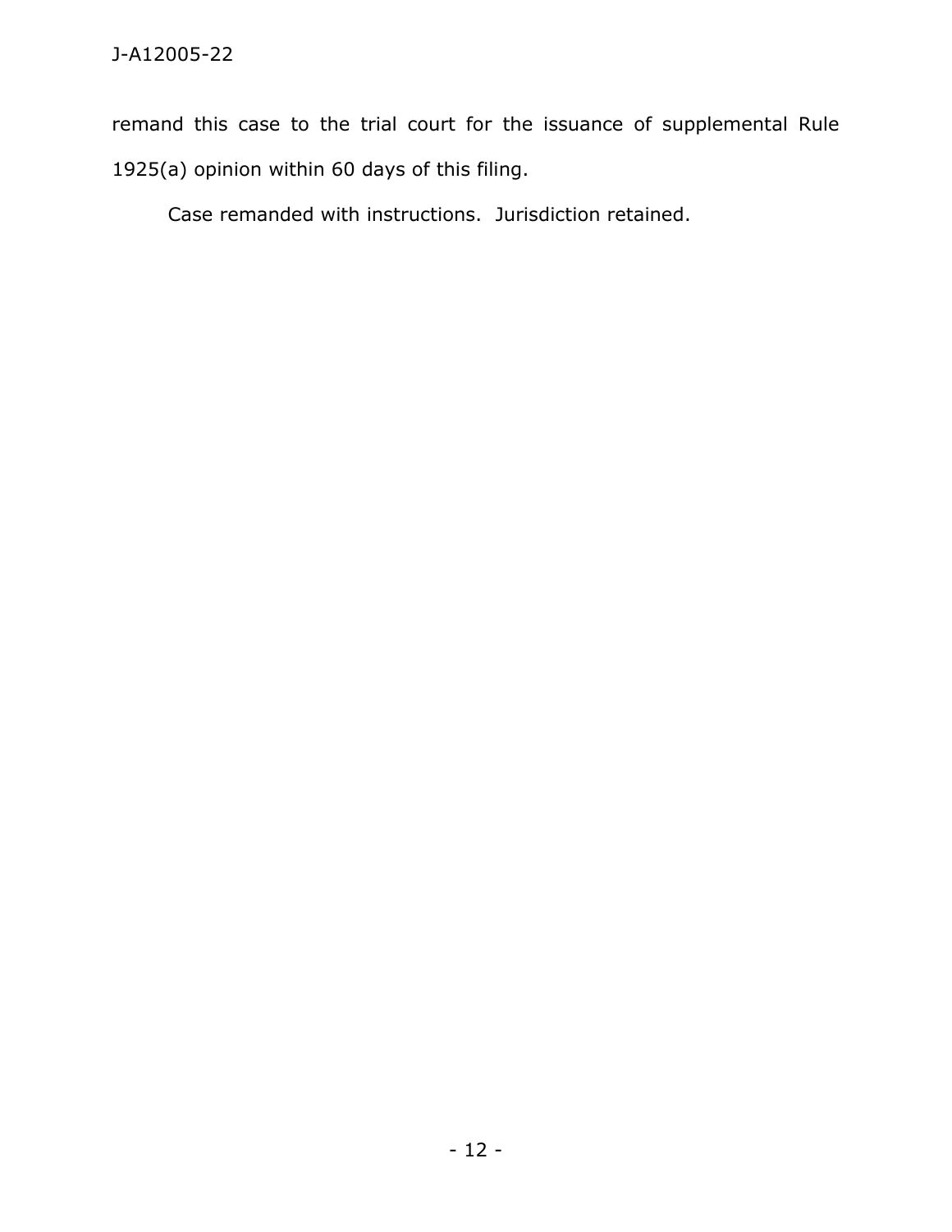remand this case to the trial court for the issuance of supplemental Rule 1925(a) opinion within 60 days of this filing.

Case remanded with instructions. Jurisdiction retained.